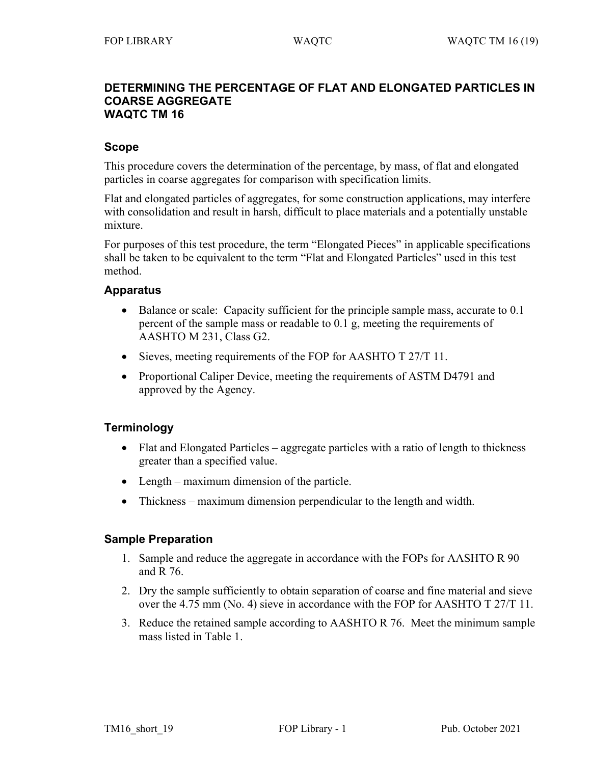# DETERMINING THE PERCENTAGE OF FLAT AND ELONGATED PARTICLES IN COARSE AGGREGATE
# WAQTC TM 16

## Scope

This procedure covers the determination of the percentage, by mass, of flat and elongated particles in coarse aggregates for comparison with specification limits.

Flat and elongated particles of aggregates, for some construction applications, may interfere with consolidation and result in harsh, difficult to place materials and a potentially unstable mixture.

For purposes of this test procedure, the term "Elongated Pieces" in applicable specifications shall be taken to be equivalent to the term "Flat and Elongated Particles" used in this test method.

## Apparatus

- Balance or scale: Capacity sufficient for the principle sample mass, accurate to 0.1 percent of the sample mass or readable to 0.1 g, meeting the requirements of AASHTO M 231, Class G2.
- Sieves, meeting requirements of the FOP for AASHTO T 27/T 11.
- Proportional Caliper Device, meeting the requirements of ASTM D4791 and approved by the Agency.

## Terminology

- Flat and Elongated Particles – aggregate particles with a ratio of length to thickness greater than a specified value.
- Length – maximum dimension of the particle.
- Thickness – maximum dimension perpendicular to the length and width.

## Sample Preparation

1. Sample and reduce the aggregate in accordance with the FOPs for AASHTO R 90 and R 76.
2. Dry the sample sufficiently to obtain separation of coarse and fine material and sieve over the 4.75 mm (No. 4) sieve in accordance with the FOP for AASHTO T 27/T 11.
3. Reduce the retained sample according to AASHTO R 76. Meet the minimum sample mass listed in Table 1.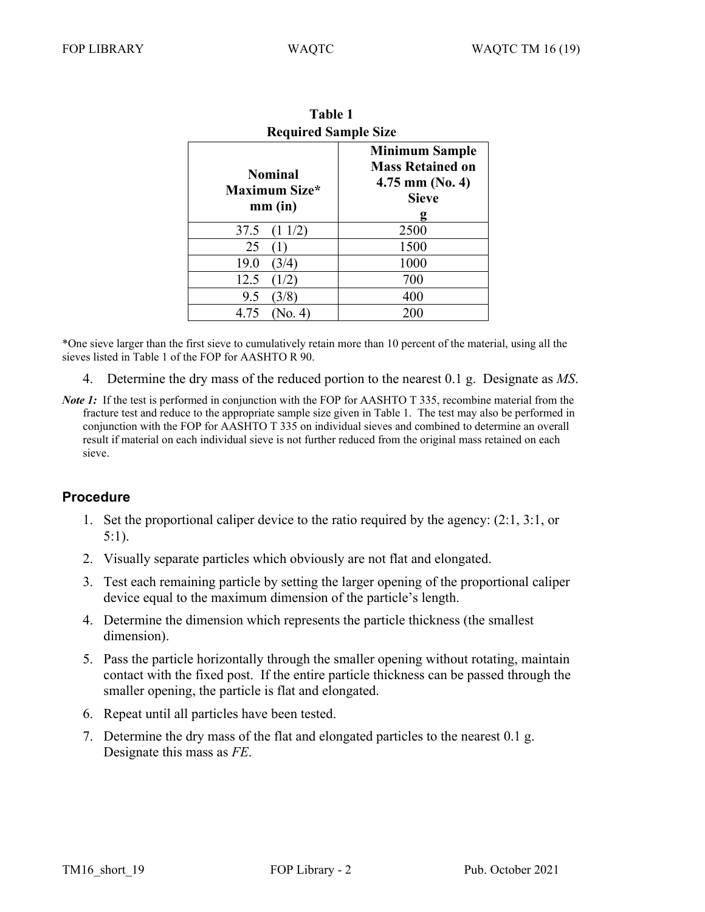**Table 1**
**Required Sample Size**

| Nominal Maximum Size* mm (in) | Minimum Sample Mass Retained on 4.75 mm (No. 4) Sieve g |
|---|---|
| 37.5 (1 1/2) | 2500 |
| 25 (1) | 1500 |
| 19.0 (3/4) | 1000 |
| 12.5 (1/2) | 700 |
| 9.5 (3/8) | 400 |
| 4.75 (No. 4) | 200 |

*One sieve larger than the first sieve to cumulatively retain more than 10 percent of the material, using all the sieves listed in Table 1 of the FOP for AASHTO R 90.

4. Determine the dry mass of the reduced portion to the nearest 0.1 g. Designate as *MS*.

***Note 1:*** If the test is performed in conjunction with the FOP for AASHTO T 335, recombine material from the fracture test and reduce to the appropriate sample size given in Table 1. The test may also be performed in conjunction with the FOP for AASHTO T 335 on individual sieves and combined to determine an overall result if material on each individual sieve is not further reduced from the original mass retained on each sieve.

## Procedure

1. Set the proportional caliper device to the ratio required by the agency: (2:1, 3:1, or 5:1).
2. Visually separate particles which obviously are not flat and elongated.
3. Test each remaining particle by setting the larger opening of the proportional caliper device equal to the maximum dimension of the particle's length.
4. Determine the dimension which represents the particle thickness (the smallest dimension).
5. Pass the particle horizontally through the smaller opening without rotating, maintain contact with the fixed post. If the entire particle thickness can be passed through the smaller opening, the particle is flat and elongated.
6. Repeat until all particles have been tested.
7. Determine the dry mass of the flat and elongated particles to the nearest 0.1 g. Designate this mass as *FE*.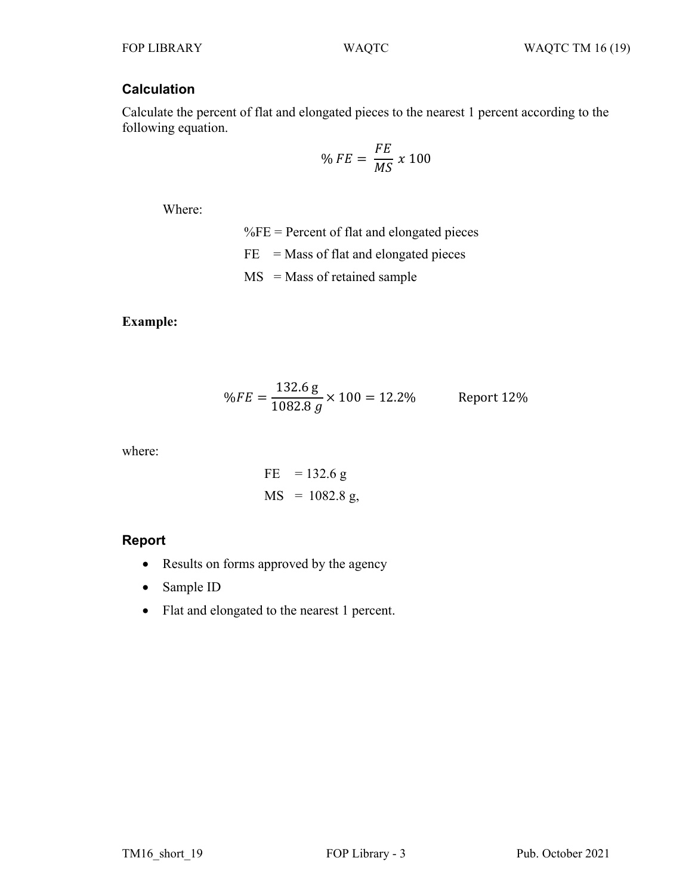## Calculation

Calculate the percent of flat and elongated pieces to the nearest 1 percent according to the following equation.

$$\% FE = \frac{FE}{MS} \times 100$$

Where:

%FE = Percent of flat and elongated pieces

FE = Mass of flat and elongated pieces

MS = Mass of retained sample

**Example:**

$$\%FE = \frac{132.6 \text{ g}}{1082.8 \text{ g}} \times 100 = 12.2\% \qquad \text{Report } 12\%$$

where:

FE = 132.6 g

MS = 1082.8 g,

## Report

- Results on forms approved by the agency
- Sample ID
- Flat and elongated to the nearest 1 percent.